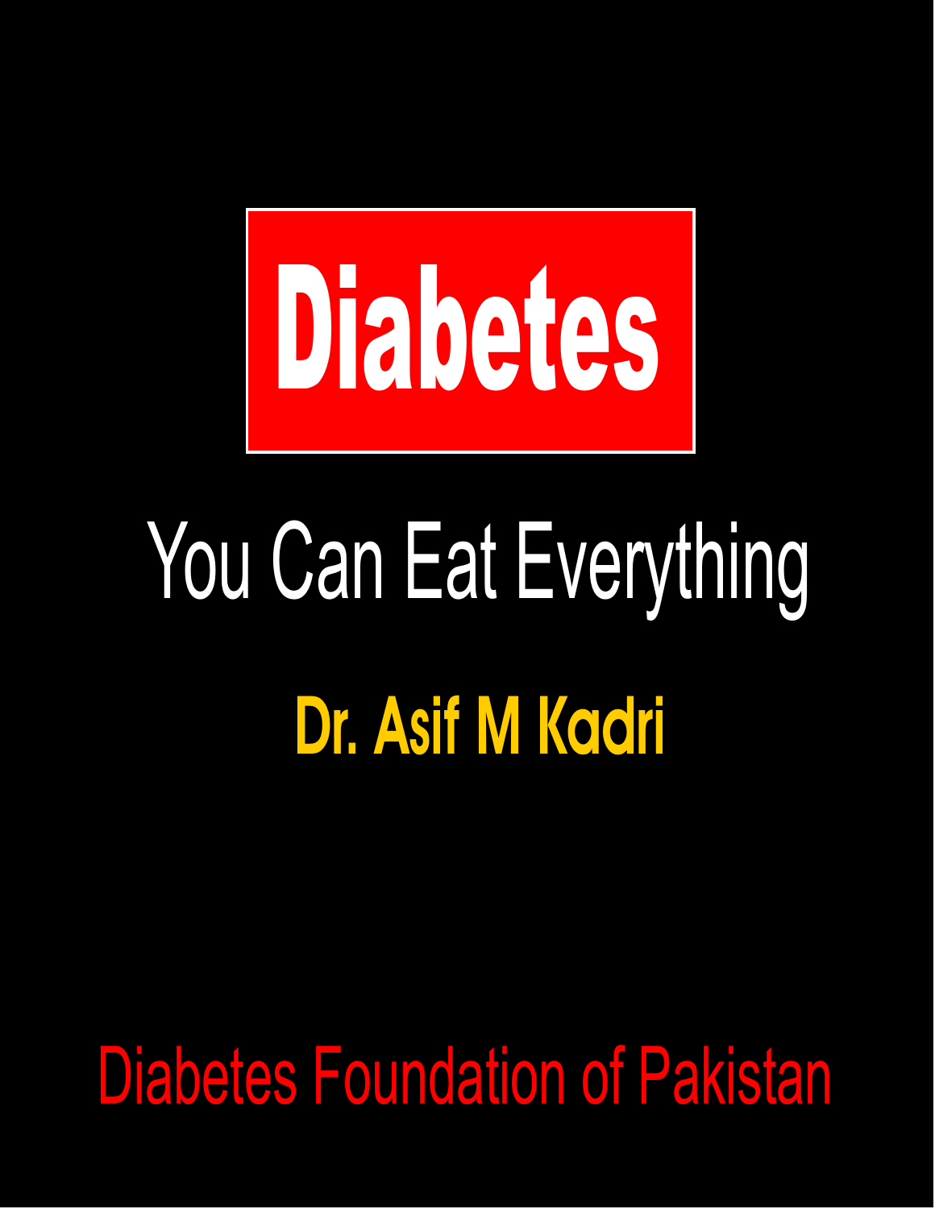# Diabetes

## You Can Eat Everything

**Dr. Asif M Kadri**

Diabetes Foundation of Pakistan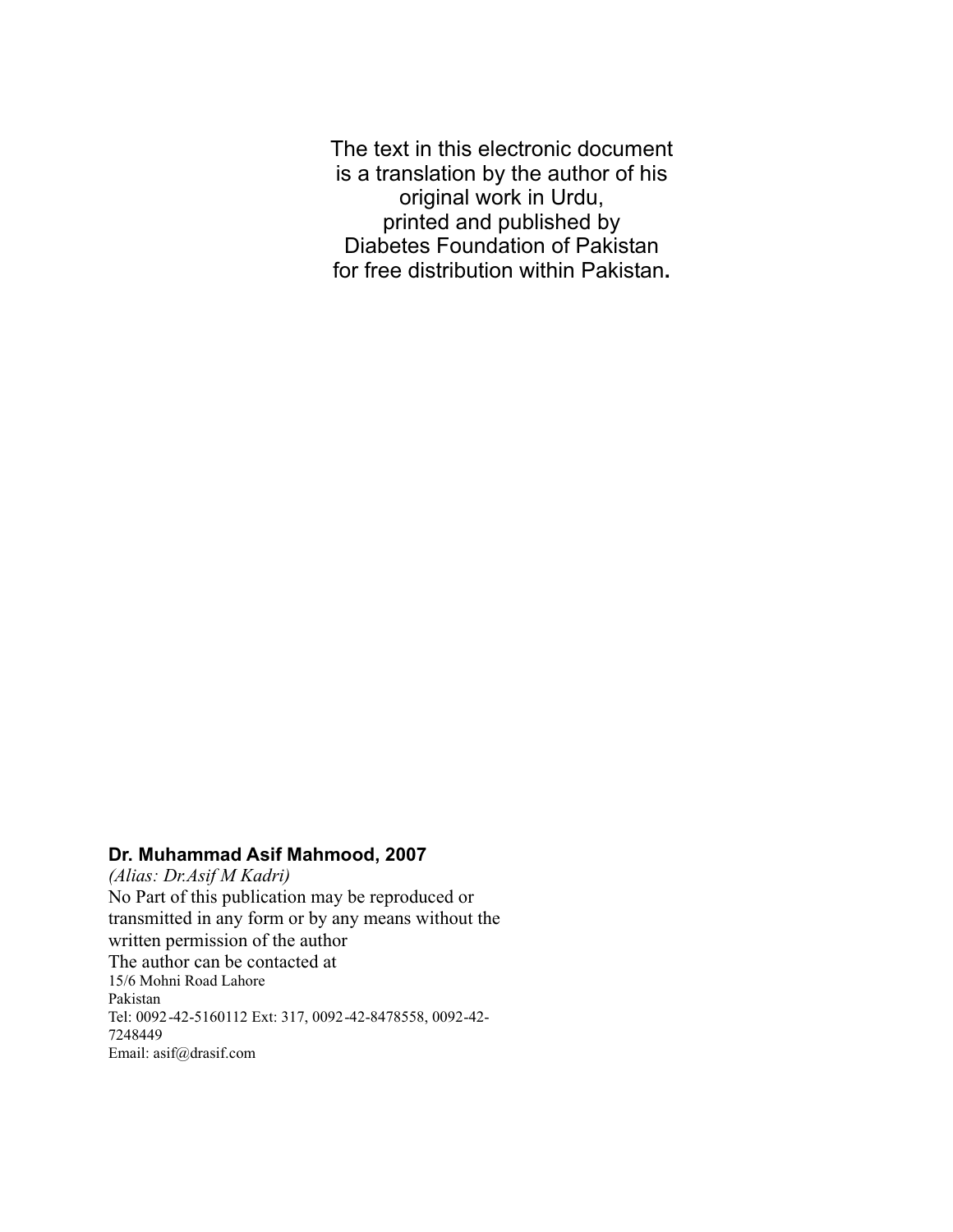The text in this electronic document
is a translation by the author of his
original work in Urdu,
printed and published by
Diabetes Foundation of Pakistan
for free distribution within Pakistan**.**

**Dr. Muhammad Asif Mahmood, 2007**

*(Alias: Dr.Asif M Kadri)*

No Part of this publication may be reproduced or transmitted in any form or by any means without the written permission of the author

The author can be contacted at

15/6 Mohni Road Lahore
Pakistan
Tel: 0092-42-5160112 Ext: 317, 0092-42-8478558, 0092-42-7248449
Email: asif@drasif.com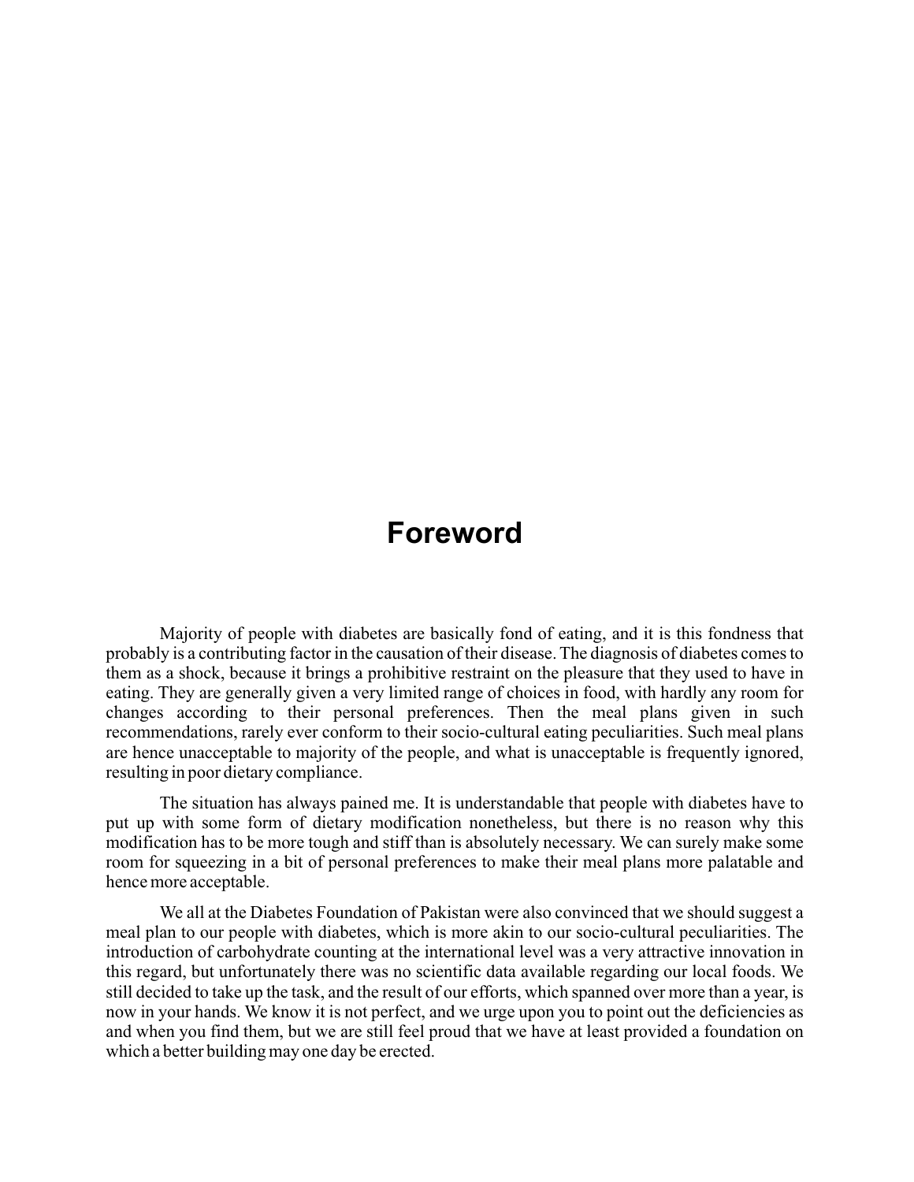# Foreword

Majority of people with diabetes are basically fond of eating, and it is this fondness that probably is a contributing factor in the causation of their disease. The diagnosis of diabetes comes to them as a shock, because it brings a prohibitive restraint on the pleasure that they used to have in eating. They are generally given a very limited range of choices in food, with hardly any room for changes according to their personal preferences. Then the meal plans given in such recommendations, rarely ever conform to their socio-cultural eating peculiarities. Such meal plans are hence unacceptable to majority of the people, and what is unacceptable is frequently ignored, resulting in poor dietary compliance.

The situation has always pained me. It is understandable that people with diabetes have to put up with some form of dietary modification nonetheless, but there is no reason why this modification has to be more tough and stiff than is absolutely necessary. We can surely make some room for squeezing in a bit of personal preferences to make their meal plans more palatable and hence more acceptable.

We all at the Diabetes Foundation of Pakistan were also convinced that we should suggest a meal plan to our people with diabetes, which is more akin to our socio-cultural peculiarities. The introduction of carbohydrate counting at the international level was a very attractive innovation in this regard, but unfortunately there was no scientific data available regarding our local foods. We still decided to take up the task, and the result of our efforts, which spanned over more than a year, is now in your hands. We know it is not perfect, and we urge upon you to point out the deficiencies as and when you find them, but we are still feel proud that we have at least provided a foundation on which a better building may one day be erected.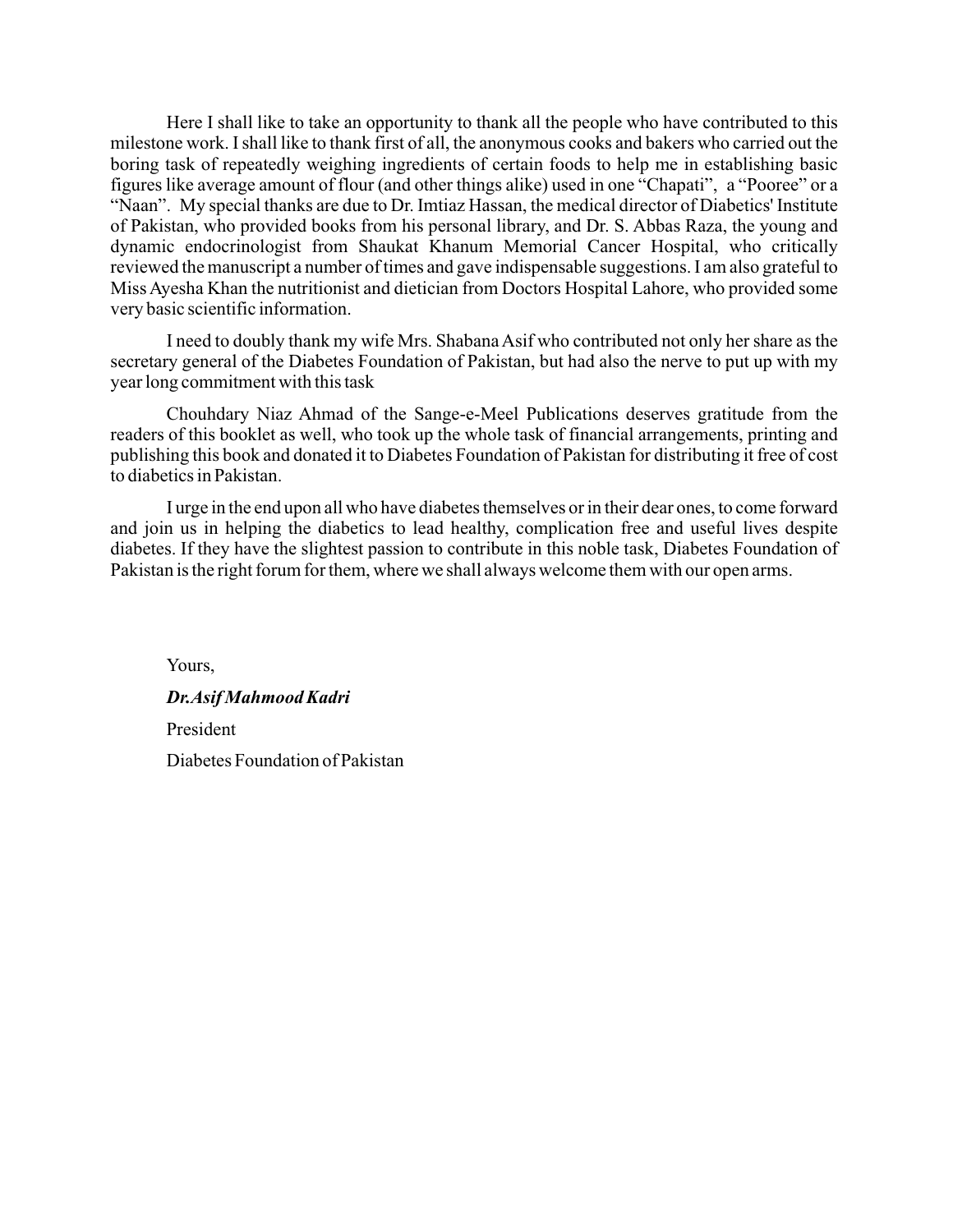Here I shall like to take an opportunity to thank all the people who have contributed to this milestone work. I shall like to thank first of all, the anonymous cooks and bakers who carried out the boring task of repeatedly weighing ingredients of certain foods to help me in establishing basic figures like average amount of flour (and other things alike) used in one "Chapati", a "Pooree" or a "Naan". My special thanks are due to Dr. Imtiaz Hassan, the medical director of Diabetics' Institute of Pakistan, who provided books from his personal library, and Dr. S. Abbas Raza, the young and dynamic endocrinologist from Shaukat Khanum Memorial Cancer Hospital, who critically reviewed the manuscript a number of times and gave indispensable suggestions. I am also grateful to Miss Ayesha Khan the nutritionist and dietician from Doctors Hospital Lahore, who provided some very basic scientific information.

I need to doubly thank my wife Mrs. Shabana Asif who contributed not only her share as the secretary general of the Diabetes Foundation of Pakistan, but had also the nerve to put up with my year long commitment with this task

Chouhdary Niaz Ahmad of the Sange-e-Meel Publications deserves gratitude from the readers of this booklet as well, who took up the whole task of financial arrangements, printing and publishing this book and donated it to Diabetes Foundation of Pakistan for distributing it free of cost to diabetics in Pakistan.

I urge in the end upon all who have diabetes themselves or in their dear ones, to come forward and join us in helping the diabetics to lead healthy, complication free and useful lives despite diabetes. If they have the slightest passion to contribute in this noble task, Diabetes Foundation of Pakistan is the right forum for them, where we shall always welcome them with our open arms.

Yours,

***Dr. Asif Mahmood Kadri***

President

Diabetes Foundation of Pakistan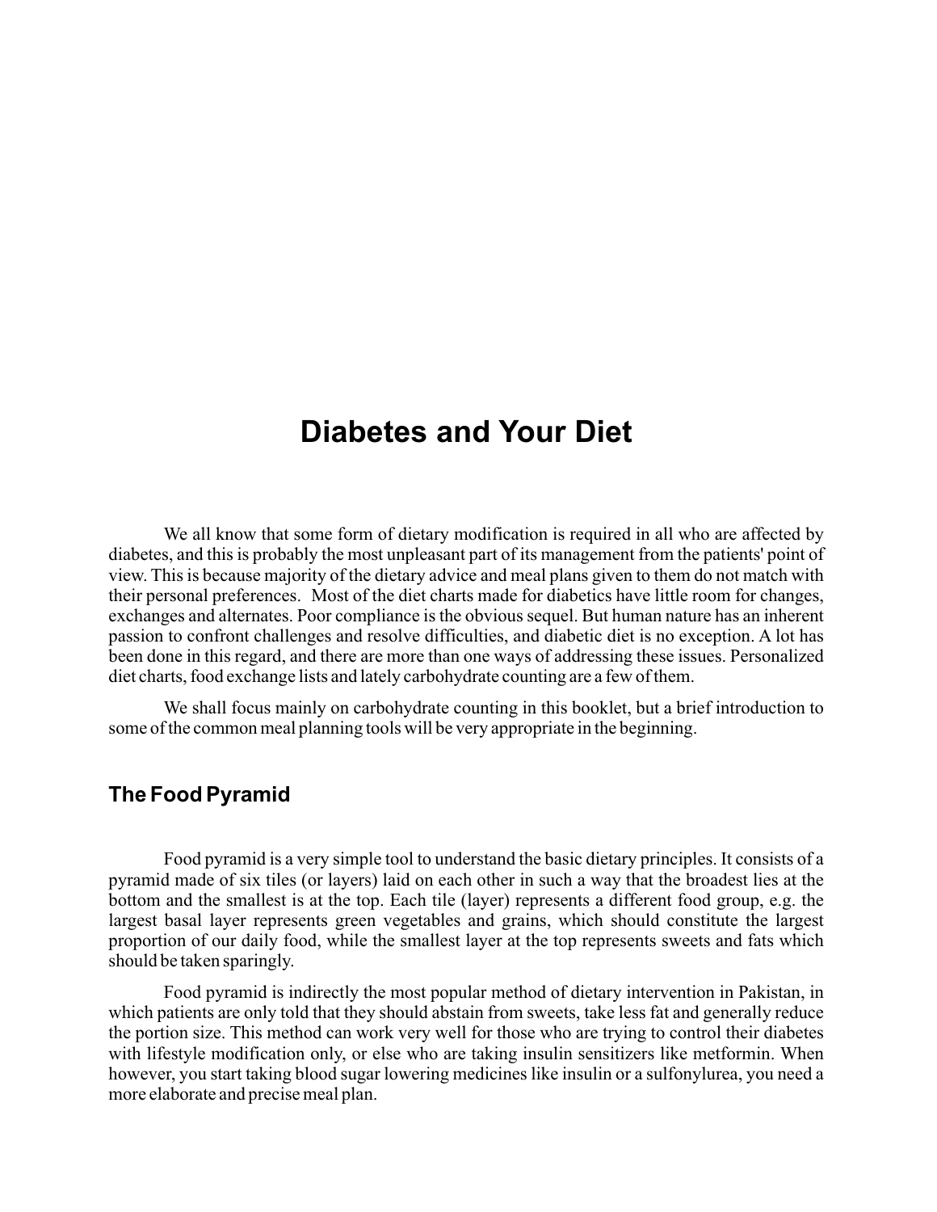# Diabetes and Your Diet

We all know that some form of dietary modification is required in all who are affected by diabetes, and this is probably the most unpleasant part of its management from the patients' point of view. This is because majority of the dietary advice and meal plans given to them do not match with their personal preferences.  Most of the diet charts made for diabetics have little room for changes, exchanges and alternates. Poor compliance is the obvious sequel. But human nature has an inherent passion to confront challenges and resolve difficulties, and diabetic diet is no exception. A lot has been done in this regard, and there are more than one ways of addressing these issues. Personalized diet charts, food exchange lists and lately carbohydrate counting are a few of them.

We shall focus mainly on carbohydrate counting in this booklet, but a brief introduction to some of the common meal planning tools will be very appropriate in the beginning.

## The Food Pyramid

Food pyramid is a very simple tool to understand the basic dietary principles. It consists of a pyramid made of six tiles (or layers) laid on each other in such a way that the broadest lies at the bottom and the smallest is at the top. Each tile (layer) represents a different food group, e.g. the largest basal layer represents green vegetables and grains, which should constitute the largest proportion of our daily food, while the smallest layer at the top represents sweets and fats which should be taken sparingly.

Food pyramid is indirectly the most popular method of dietary intervention in Pakistan, in which patients are only told that they should abstain from sweets, take less fat and generally reduce the portion size. This method can work very well for those who are trying to control their diabetes with lifestyle modification only, or else who are taking insulin sensitizers like metformin. When however, you start taking blood sugar lowering medicines like insulin or a sulfonylurea, you need a more elaborate and precise meal plan.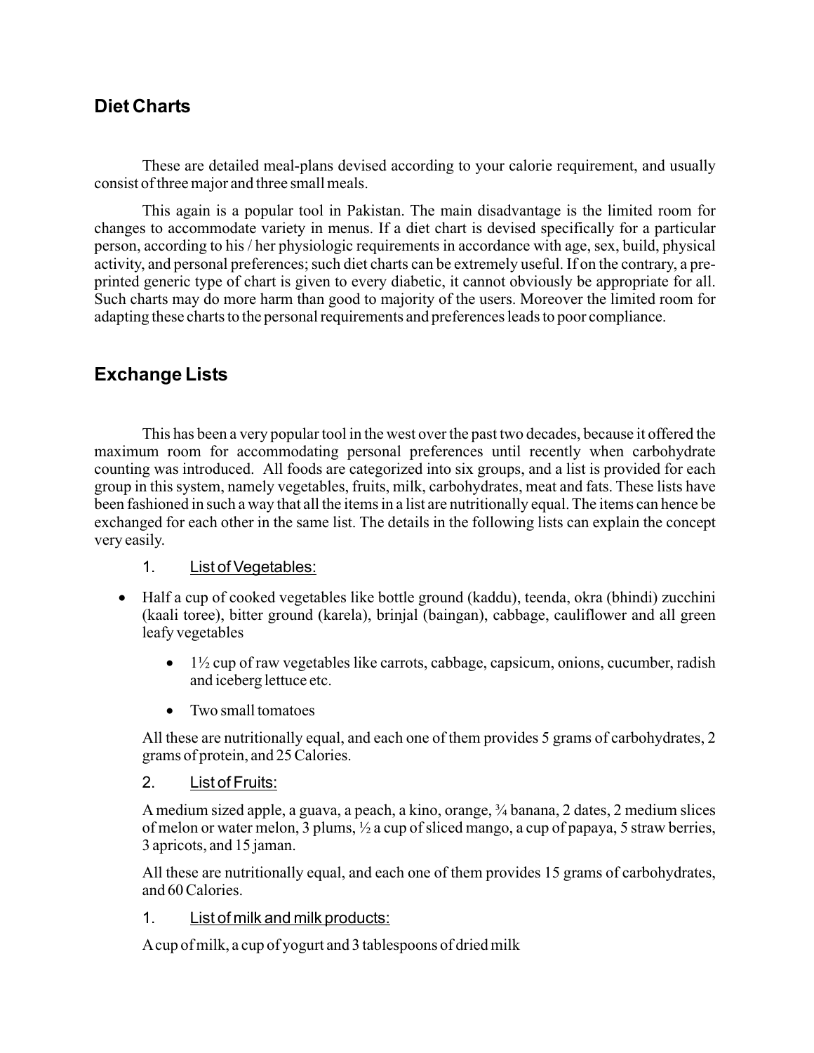## Diet Charts

These are detailed meal-plans devised according to your calorie requirement, and usually consist of three major and three small meals.

This again is a popular tool in Pakistan. The main disadvantage is the limited room for changes to accommodate variety in menus. If a diet chart is devised specifically for a particular person, according to his / her physiologic requirements in accordance with age, sex, build, physical activity, and personal preferences; such diet charts can be extremely useful. If on the contrary, a pre-printed generic type of chart is given to every diabetic, it cannot obviously be appropriate for all. Such charts may do more harm than good to majority of the users. Moreover the limited room for adapting these charts to the personal requirements and preferences leads to poor compliance.

## Exchange Lists

This has been a very popular tool in the west over the past two decades, because it offered the maximum room for accommodating personal preferences until recently when carbohydrate counting was introduced. All foods are categorized into six groups, and a list is provided for each group in this system, namely vegetables, fruits, milk, carbohydrates, meat and fats. These lists have been fashioned in such a way that all the items in a list are nutritionally equal. The items can hence be exchanged for each other in the same list. The details in the following lists can explain the concept very easily.

1. <u>List of Vegetables:</u>

- Half a cup of cooked vegetables like bottle ground (kaddu), teenda, okra (bhindi) zucchini (kaali toree), bitter ground (karela), brinjal (baingan), cabbage, cauliflower and all green leafy vegetables
    - 1½ cup of raw vegetables like carrots, cabbage, capsicum, onions, cucumber, radish and iceberg lettuce etc.
    - Two small tomatoes

All these are nutritionally equal, and each one of them provides 5 grams of carbohydrates, 2 grams of protein, and 25 Calories.

2. <u>List of Fruits:</u>

A medium sized apple, a guava, a peach, a kino, orange, ¾ banana, 2 dates, 2 medium slices of melon or water melon, 3 plums, ½ a cup of sliced mango, a cup of papaya, 5 straw berries, 3 apricots, and 15 jaman.

All these are nutritionally equal, and each one of them provides 15 grams of carbohydrates, and 60 Calories.

1. <u>List of milk and milk products:</u>

A cup of milk, a cup of yogurt and 3 tablespoons of dried milk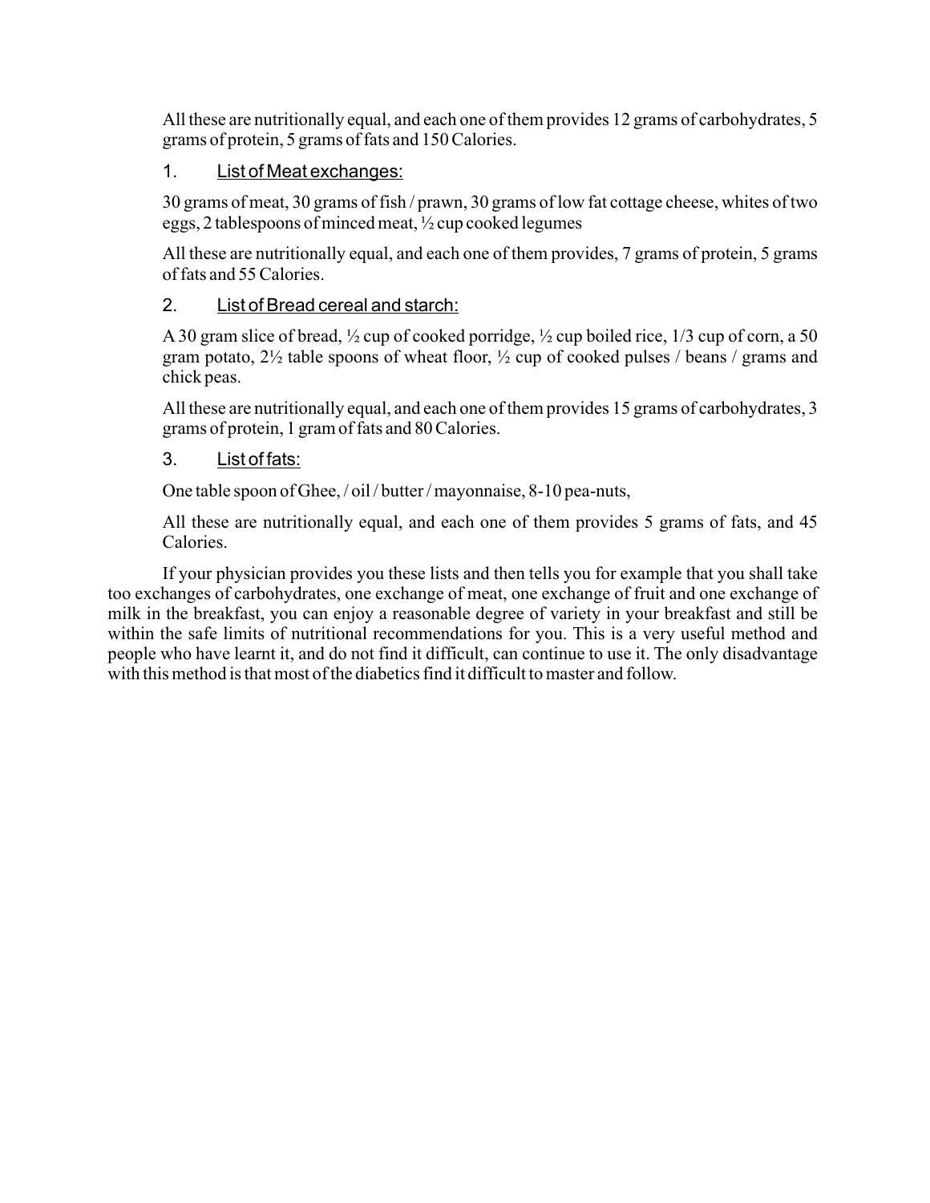All these are nutritionally equal, and each one of them provides 12 grams of carbohydrates, 5 grams of protein, 5 grams of fats and 150 Calories.

1. <u>List of Meat exchanges:</u>

30 grams of meat, 30 grams of fish / prawn, 30 grams of low fat cottage cheese, whites of two eggs, 2 tablespoons of minced meat, ½ cup cooked legumes

All these are nutritionally equal, and each one of them provides, 7 grams of protein, 5 grams of fats and 55 Calories.

2. <u>List of Bread cereal and starch:</u>

A 30 gram slice of bread, ½ cup of cooked porridge, ½ cup boiled rice, 1/3 cup of corn, a 50 gram potato, 2½ table spoons of wheat floor, ½ cup of cooked pulses / beans / grams and chick peas.

All these are nutritionally equal, and each one of them provides 15 grams of carbohydrates, 3 grams of protein, 1 gram of fats and 80 Calories.

3. <u>List of fats:</u>

One table spoon of Ghee, / oil / butter / mayonnaise, 8-10 pea-nuts,

All these are nutritionally equal, and each one of them provides 5 grams of fats, and 45 Calories.

If your physician provides you these lists and then tells you for example that you shall take too exchanges of carbohydrates, one exchange of meat, one exchange of fruit and one exchange of milk in the breakfast, you can enjoy a reasonable degree of variety in your breakfast and still be within the safe limits of nutritional recommendations for you. This is a very useful method and people who have learnt it, and do not find it difficult, can continue to use it. The only disadvantage with this method is that most of the diabetics find it difficult to master and follow.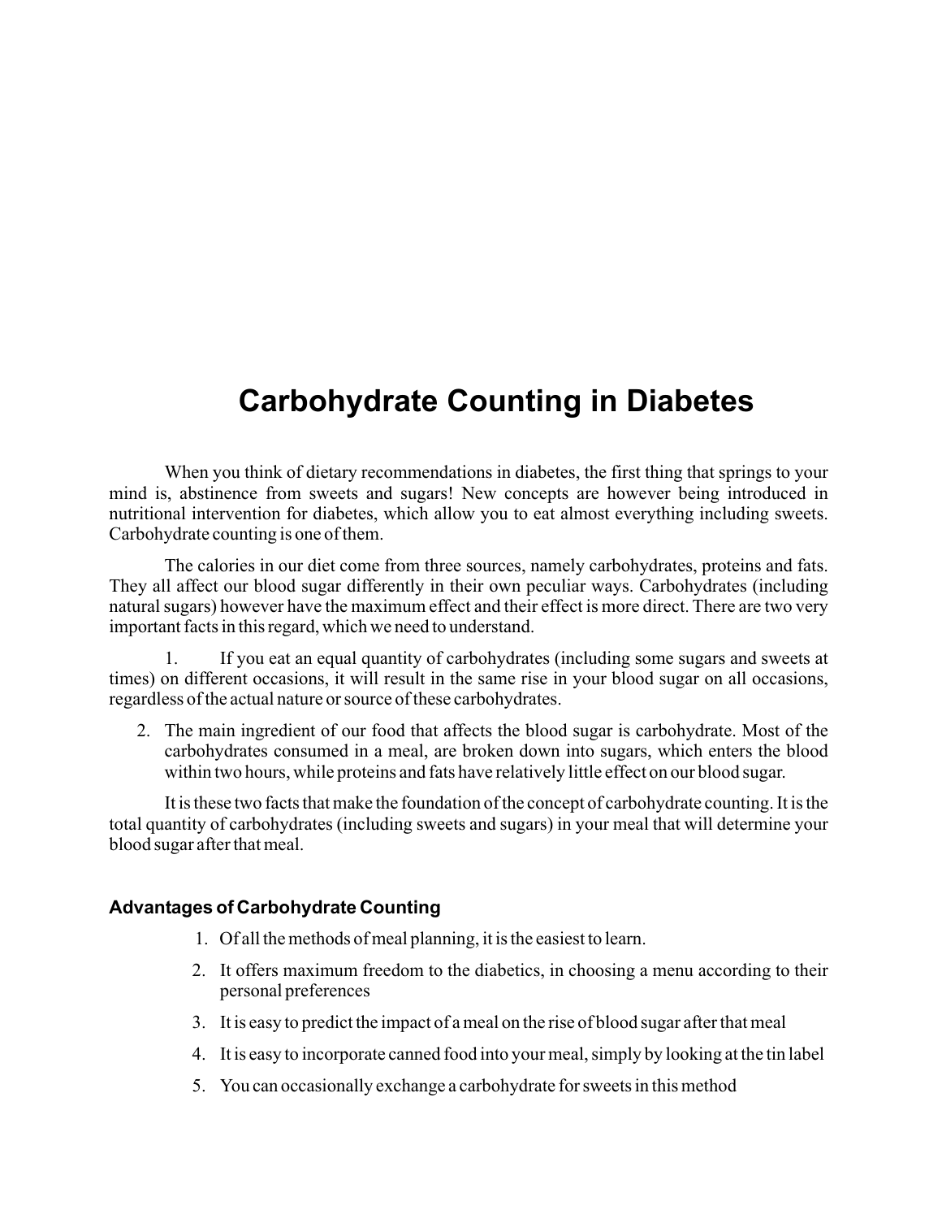# Carbohydrate Counting in Diabetes

When you think of dietary recommendations in diabetes, the first thing that springs to your mind is, abstinence from sweets and sugars! New concepts are however being introduced in nutritional intervention for diabetes, which allow you to eat almost everything including sweets. Carbohydrate counting is one of them.

The calories in our diet come from three sources, namely carbohydrates, proteins and fats. They all affect our blood sugar differently in their own peculiar ways. Carbohydrates (including natural sugars) however have the maximum effect and their effect is more direct. There are two very important facts in this regard, which we need to understand.

1. If you eat an equal quantity of carbohydrates (including some sugars and sweets at times) on different occasions, it will result in the same rise in your blood sugar on all occasions, regardless of the actual nature or source of these carbohydrates.

2. The main ingredient of our food that affects the blood sugar is carbohydrate. Most of the carbohydrates consumed in a meal, are broken down into sugars, which enters the blood within two hours, while proteins and fats have relatively little effect on our blood sugar.

It is these two facts that make the foundation of the concept of carbohydrate counting. It is the total quantity of carbohydrates (including sweets and sugars) in your meal that will determine your blood sugar after that meal.

### Advantages of Carbohydrate Counting

1. Of all the methods of meal planning, it is the easiest to learn.
2. It offers maximum freedom to the diabetics, in choosing a menu according to their personal preferences
3. It is easy to predict the impact of a meal on the rise of blood sugar after that meal
4. It is easy to incorporate canned food into your meal, simply by looking at the tin label
5. You can occasionally exchange a carbohydrate for sweets in this method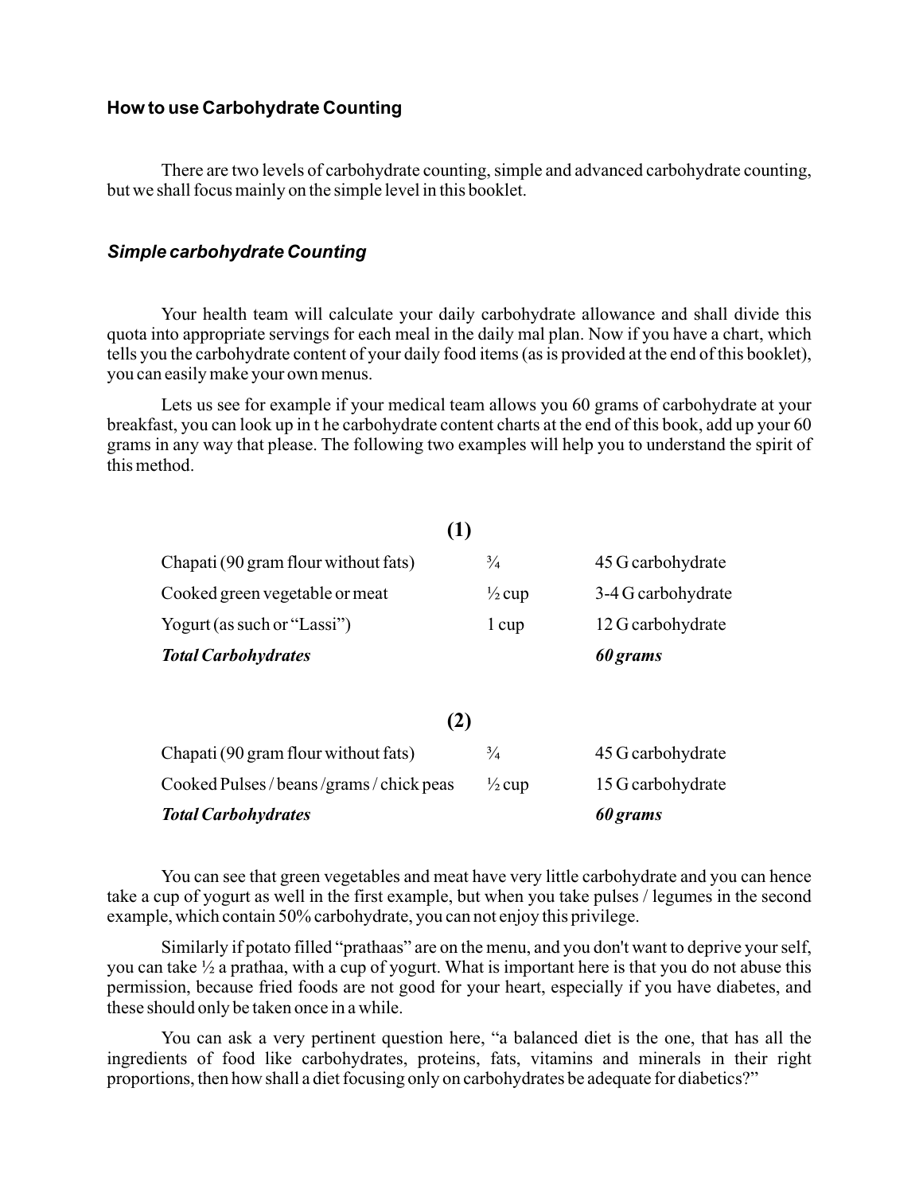### How to use Carbohydrate Counting

There are two levels of carbohydrate counting, simple and advanced carbohydrate counting, but we shall focus mainly on the simple level in this booklet.

#### *Simple carbohydrate Counting*

Your health team will calculate your daily carbohydrate allowance and shall divide this quota into appropriate servings for each meal in the daily mal plan. Now if you have a chart, which tells you the carbohydrate content of your daily food items (as is provided at the end of this booklet), you can easily make your own menus.

Lets us see for example if your medical team allows you 60 grams of carbohydrate at your breakfast, you can look up in t he carbohydrate content charts at the end of this book, add up your 60 grams in any way that please. The following two examples will help you to understand the spirit of this method.

**(1)**

| | | |
|---|---|---|
| Chapati (90 gram flour without fats) | ¾ | 45 G carbohydrate |
| Cooked green vegetable or meat | ½ cup | 3-4 G carbohydrate |
| Yogurt (as such or "Lassi") | 1 cup | 12 G carbohydrate |
| ***Total Carbohydrates*** | | ***60 grams*** |

**(2)**

| | | |
|---|---|---|
| Chapati (90 gram flour without fats) | ¾ | 45 G carbohydrate |
| Cooked Pulses / beans /grams / chick peas | ½ cup | 15 G carbohydrate |
| ***Total Carbohydrates*** | | ***60 grams*** |

You can see that green vegetables and meat have very little carbohydrate and you can hence take a cup of yogurt as well in the first example, but when you take pulses / legumes in the second example, which contain 50% carbohydrate, you can not enjoy this privilege.

Similarly if potato filled "prathaas" are on the menu, and you don't want to deprive your self, you can take ½ a prathaa, with a cup of yogurt. What is important here is that you do not abuse this permission, because fried foods are not good for your heart, especially if you have diabetes, and these should only be taken once in a while.

You can ask a very pertinent question here, "a balanced diet is the one, that has all the ingredients of food like carbohydrates, proteins, fats, vitamins and minerals in their right proportions, then how shall a diet focusing only on carbohydrates be adequate for diabetics?"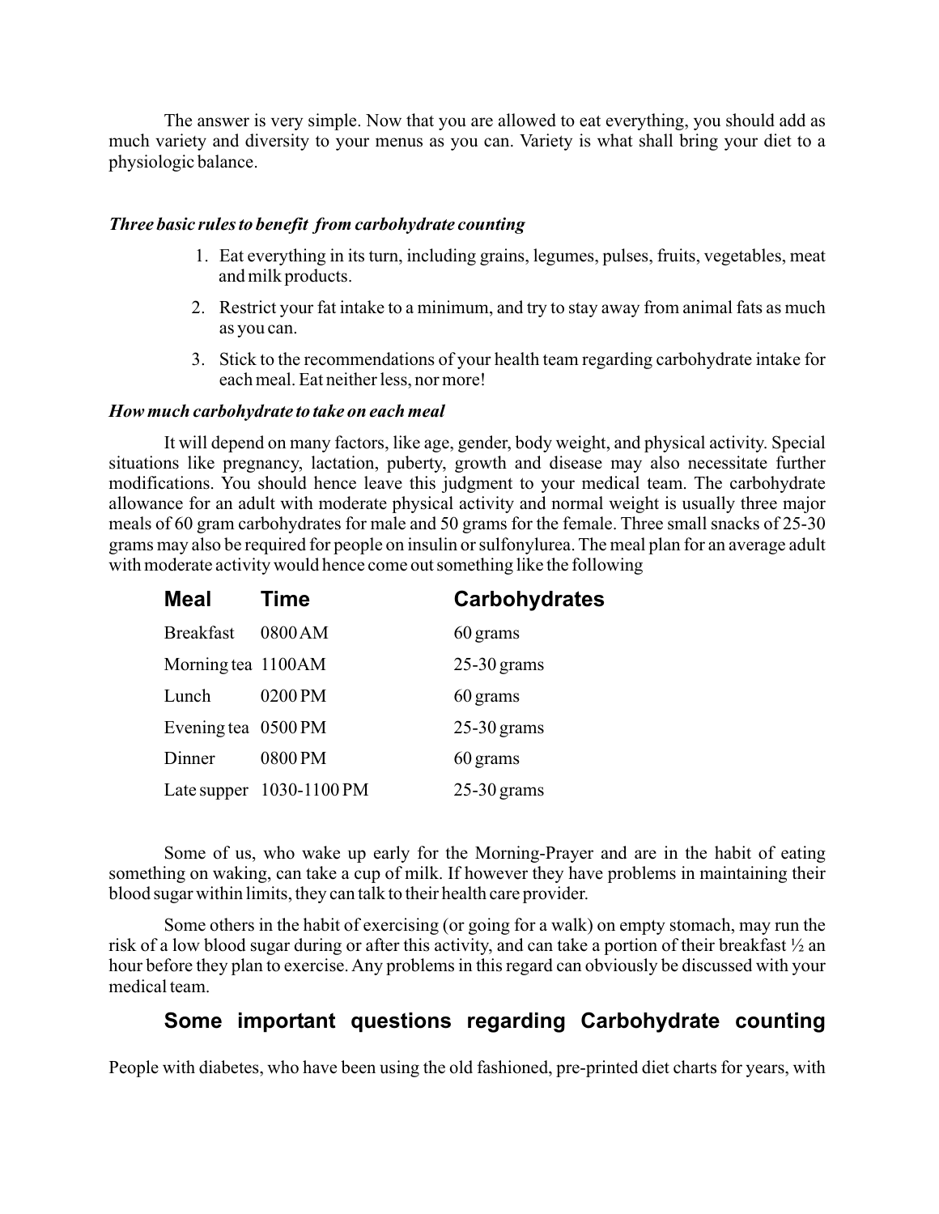The answer is very simple. Now that you are allowed to eat everything, you should add as much variety and diversity to your menus as you can. Variety is what shall bring your diet to a physiologic balance.

***Three basic rules to benefit from carbohydrate counting***

1. Eat everything in its turn, including grains, legumes, pulses, fruits, vegetables, meat and milk products.
2. Restrict your fat intake to a minimum, and try to stay away from animal fats as much as you can.
3. Stick to the recommendations of your health team regarding carbohydrate intake for each meal. Eat neither less, nor more!

***How much carbohydrate to take on each meal***

It will depend on many factors, like age, gender, body weight, and physical activity. Special situations like pregnancy, lactation, puberty, growth and disease may also necessitate further modifications. You should hence leave this judgment to your medical team. The carbohydrate allowance for an adult with moderate physical activity and normal weight is usually three major meals of 60 gram carbohydrates for male and 50 grams for the female. Three small snacks of 25-30 grams may also be required for people on insulin or sulfonylurea. The meal plan for an average adult with moderate activity would hence come out something like the following

| Meal | Time | Carbohydrates |
|---|---|---|
| Breakfast | 0800 AM | 60 grams |
| Morning tea | 1100AM | 25-30 grams |
| Lunch | 0200 PM | 60 grams |
| Evening tea | 0500 PM | 25-30 grams |
| Dinner | 0800 PM | 60 grams |
| Late supper | 1030-1100 PM | 25-30 grams |

Some of us, who wake up early for the Morning-Prayer and are in the habit of eating something on waking, can take a cup of milk. If however they have problems in maintaining their blood sugar within limits, they can talk to their health care provider.

Some others in the habit of exercising (or going for a walk) on empty stomach, may run the risk of a low blood sugar during or after this activity, and can take a portion of their breakfast ½ an hour before they plan to exercise. Any problems in this regard can obviously be discussed with your medical team.

## Some important questions regarding Carbohydrate counting

People with diabetes, who have been using the old fashioned, pre-printed diet charts for years, with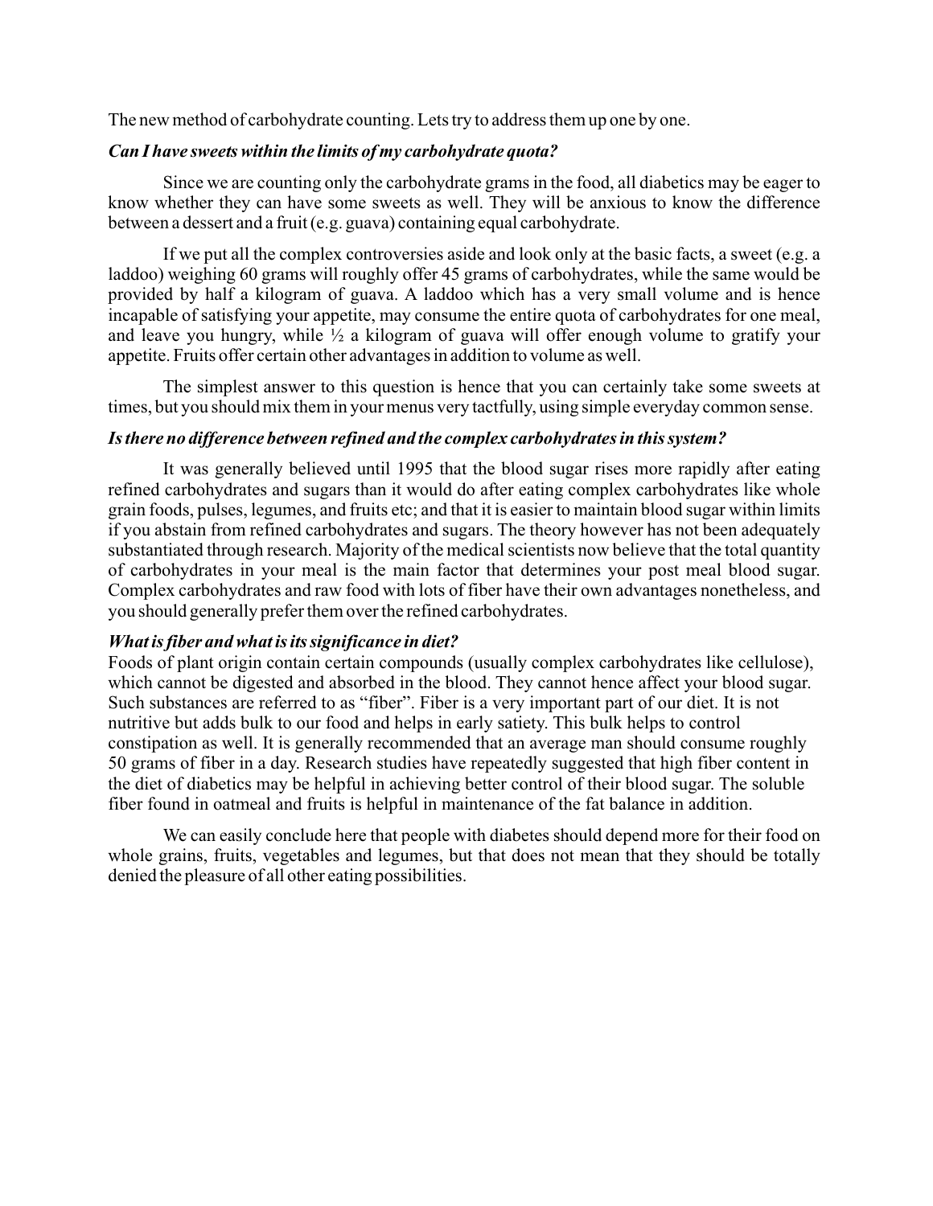The new method of carbohydrate counting. Lets try to address them up one by one.

***Can I have sweets within the limits of my carbohydrate quota?***

Since we are counting only the carbohydrate grams in the food, all diabetics may be eager to know whether they can have some sweets as well. They will be anxious to know the difference between a dessert and a fruit (e.g. guava) containing equal carbohydrate.

If we put all the complex controversies aside and look only at the basic facts, a sweet (e.g. a laddoo) weighing 60 grams will roughly offer 45 grams of carbohydrates, while the same would be provided by half a kilogram of guava. A laddoo which has a very small volume and is hence incapable of satisfying your appetite, may consume the entire quota of carbohydrates for one meal, and leave you hungry, while ½ a kilogram of guava will offer enough volume to gratify your appetite. Fruits offer certain other advantages in addition to volume as well.

The simplest answer to this question is hence that you can certainly take some sweets at times, but you should mix them in your menus very tactfully, using simple everyday common sense.

***Is there no difference between refined and the complex carbohydrates in this system?***

It was generally believed until 1995 that the blood sugar rises more rapidly after eating refined carbohydrates and sugars than it would do after eating complex carbohydrates like whole grain foods, pulses, legumes, and fruits etc; and that it is easier to maintain blood sugar within limits if you abstain from refined carbohydrates and sugars. The theory however has not been adequately substantiated through research. Majority of the medical scientists now believe that the total quantity of carbohydrates in your meal is the main factor that determines your post meal blood sugar. Complex carbohydrates and raw food with lots of fiber have their own advantages nonetheless, and you should generally prefer them over the refined carbohydrates.

***What is fiber and what is its significance in diet?***

Foods of plant origin contain certain compounds (usually complex carbohydrates like cellulose), which cannot be digested and absorbed in the blood. They cannot hence affect your blood sugar. Such substances are referred to as "fiber". Fiber is a very important part of our diet. It is not nutritive but adds bulk to our food and helps in early satiety. This bulk helps to control constipation as well. It is generally recommended that an average man should consume roughly 50 grams of fiber in a day. Research studies have repeatedly suggested that high fiber content in the diet of diabetics may be helpful in achieving better control of their blood sugar. The soluble fiber found in oatmeal and fruits is helpful in maintenance of the fat balance in addition.

We can easily conclude here that people with diabetes should depend more for their food on whole grains, fruits, vegetables and legumes, but that does not mean that they should be totally denied the pleasure of all other eating possibilities.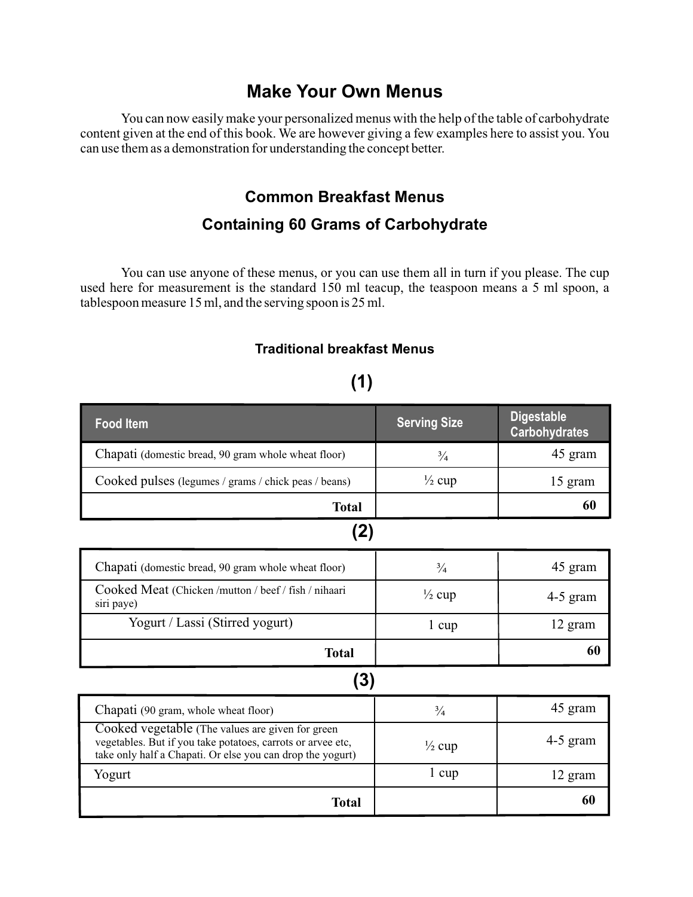## Make Your Own Menus

You can now easily make your personalized menus with the help of the table of carbohydrate content given at the end of this book. We are however giving a few examples here to assist you. You can use them as a demonstration for understanding the concept better.

## Common Breakfast Menus

## Containing 60 Grams of Carbohydrate

You can use anyone of these menus, or you can use them all in turn if you please. The cup used here for measurement is the standard 150 ml teacup, the teaspoon means a 5 ml spoon, a tablespoon measure 15 ml, and the serving spoon is 25 ml.

### Traditional breakfast Menus

### (1)

| Food Item | Serving Size | Digestable Carbohydrates |
|---|---|---|
| Chapati (domestic bread, 90 gram whole wheat floor) | ¾ | 45 gram |
| Cooked pulses (legumes / grams / chick peas / beans) | ½ cup | 15 gram |
| **Total** | | **60** |

### (2)

| Food Item | Serving Size | Digestable Carbohydrates |
|---|---|---|
| Chapati (domestic bread, 90 gram whole wheat floor) | ¾ | 45 gram |
| Cooked Meat (Chicken /mutton / beef / fish / nihaari siri paye) | ½ cup | 4-5 gram |
| Yogurt / Lassi (Stirred yogurt) | 1 cup | 12 gram |
| **Total** | | **60** |

### (3)

| Food Item | Serving Size | Digestable Carbohydrates |
|---|---|---|
| Chapati (90 gram, whole wheat floor) | ¾ | 45 gram |
| Cooked vegetable (The values are given for green vegetables. But if you take potatoes, carrots or arvee etc, take only half a Chapati. Or else you can drop the yogurt) | ½ cup | 4-5 gram |
| Yogurt | 1 cup | 12 gram |
| **Total** | | **60** |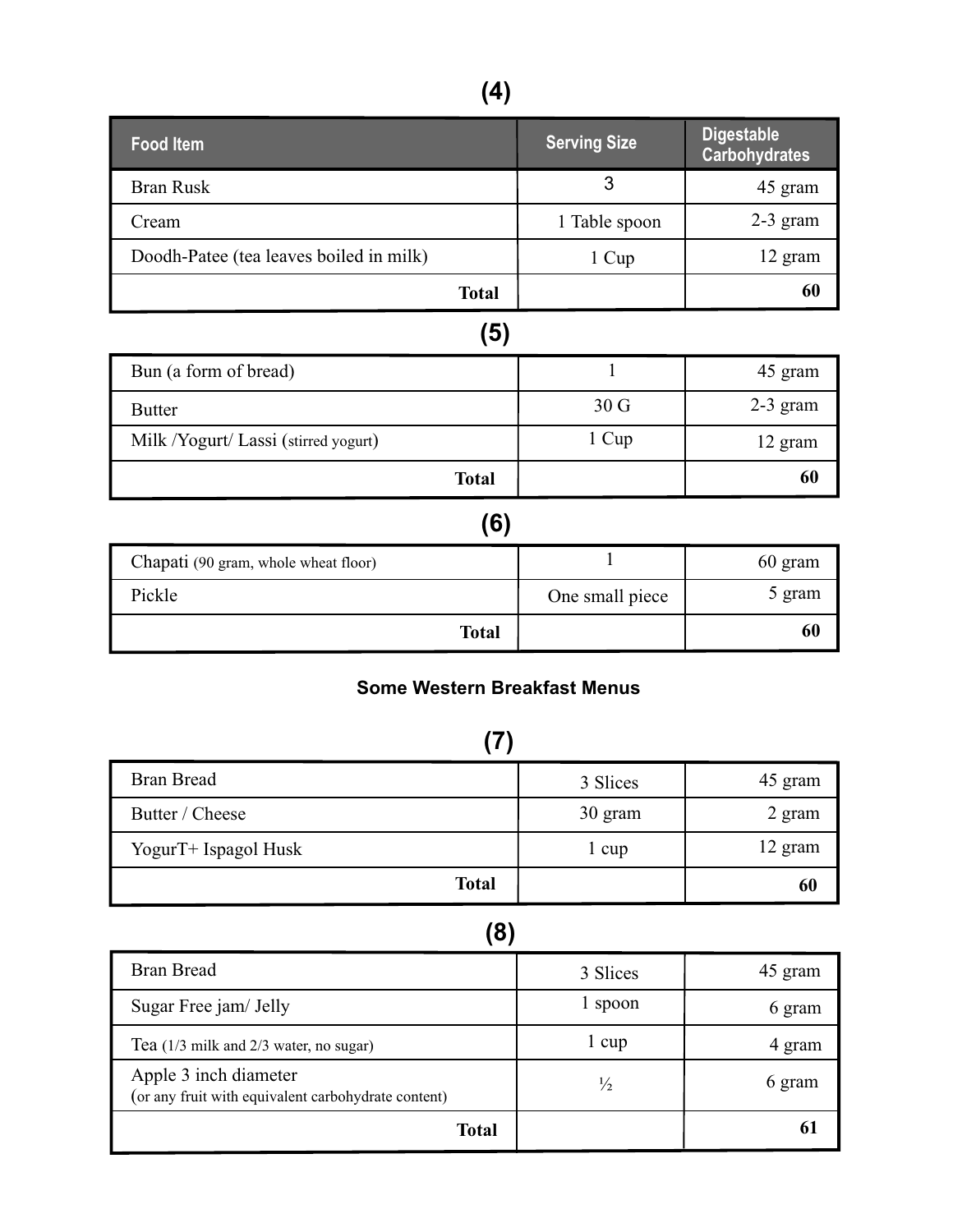## (4)

| Food Item | Serving Size | Digestable Carbohydrates |
|---|---|---|
| Bran Rusk | 3 | 45 gram |
| Cream | 1 Table spoon | 2-3 gram |
| Doodh-Patee (tea leaves boiled in milk) | 1 Cup | 12 gram |
| **Total** | | **60** |

## (5)

| | | |
|---|---|---|
| Bun (a form of bread) | 1 | 45 gram |
| Butter | 30 G | 2-3 gram |
| Milk /Yogurt/ Lassi (stirred yogurt) | 1 Cup | 12 gram |
| **Total** | | **60** |

## (6)

| | | |
|---|---|---|
| Chapati (90 gram, whole wheat floor) | 1 | 60 gram |
| Pickle | One small piece | 5 gram |
| **Total** | | **60** |

### Some Western Breakfast Menus

## (7)

| | | |
|---|---|---|
| Bran Bread | 3 Slices | 45 gram |
| Butter / Cheese | 30 gram | 2 gram |
| YogurT+ Ispagol Husk | 1 cup | 12 gram |
| **Total** | | **60** |

## (8)

| | | |
|---|---|---|
| Bran Bread | 3 Slices | 45 gram |
| Sugar Free jam/ Jelly | 1 spoon | 6 gram |
| Tea (1/3 milk and 2/3 water, no sugar) | 1 cup | 4 gram |
| Apple 3 inch diameter (or any fruit with equivalent carbohydrate content) | ½ | 6 gram |
| **Total** | | **61** |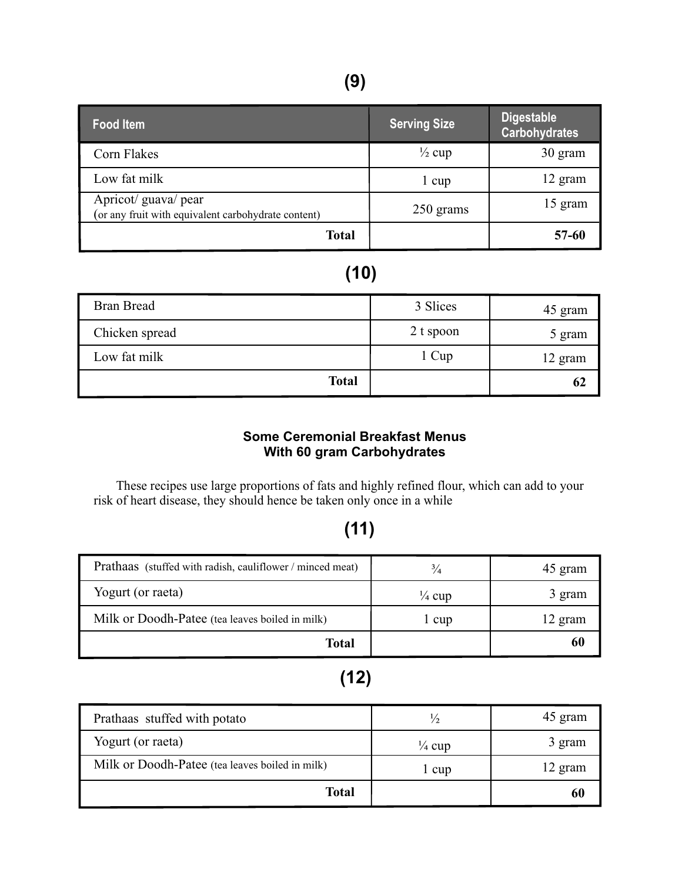## (9)

| Food Item | Serving Size | Digestable Carbohydrates |
|---|---|---|
| Corn Flakes | ½ cup | 30 gram |
| Low fat milk | 1 cup | 12 gram |
| Apricot/ guava/ pear (or any fruit with equivalent carbohydrate content) | 250 grams | 15 gram |
| **Total** | | **57-60** |

## (10)

| | | |
|---|---|---|
| Bran Bread | 3 Slices | 45 gram |
| Chicken spread | 2 t spoon | 5 gram |
| Low fat milk | 1 Cup | 12 gram |
| **Total** | | **62** |

### Some Ceremonial Breakfast Menus With 60 gram Carbohydrates

These recipes use large proportions of fats and highly refined flour, which can add to your risk of heart disease, they should hence be taken only once in a while

## (11)

| | | |
|---|---|---|
| Prathaas (stuffed with radish, cauliflower / minced meat) | ¾ | 45 gram |
| Yogurt (or raeta) | ¼ cup | 3 gram |
| Milk or Doodh-Patee (tea leaves boiled in milk) | 1 cup | 12 gram |
| **Total** | | **60** |

## (12)

| | | |
|---|---|---|
| Prathaas stuffed with potato | ½ | 45 gram |
| Yogurt (or raeta) | ¼ cup | 3 gram |
| Milk or Doodh-Patee (tea leaves boiled in milk) | 1 cup | 12 gram |
| **Total** | | **60** |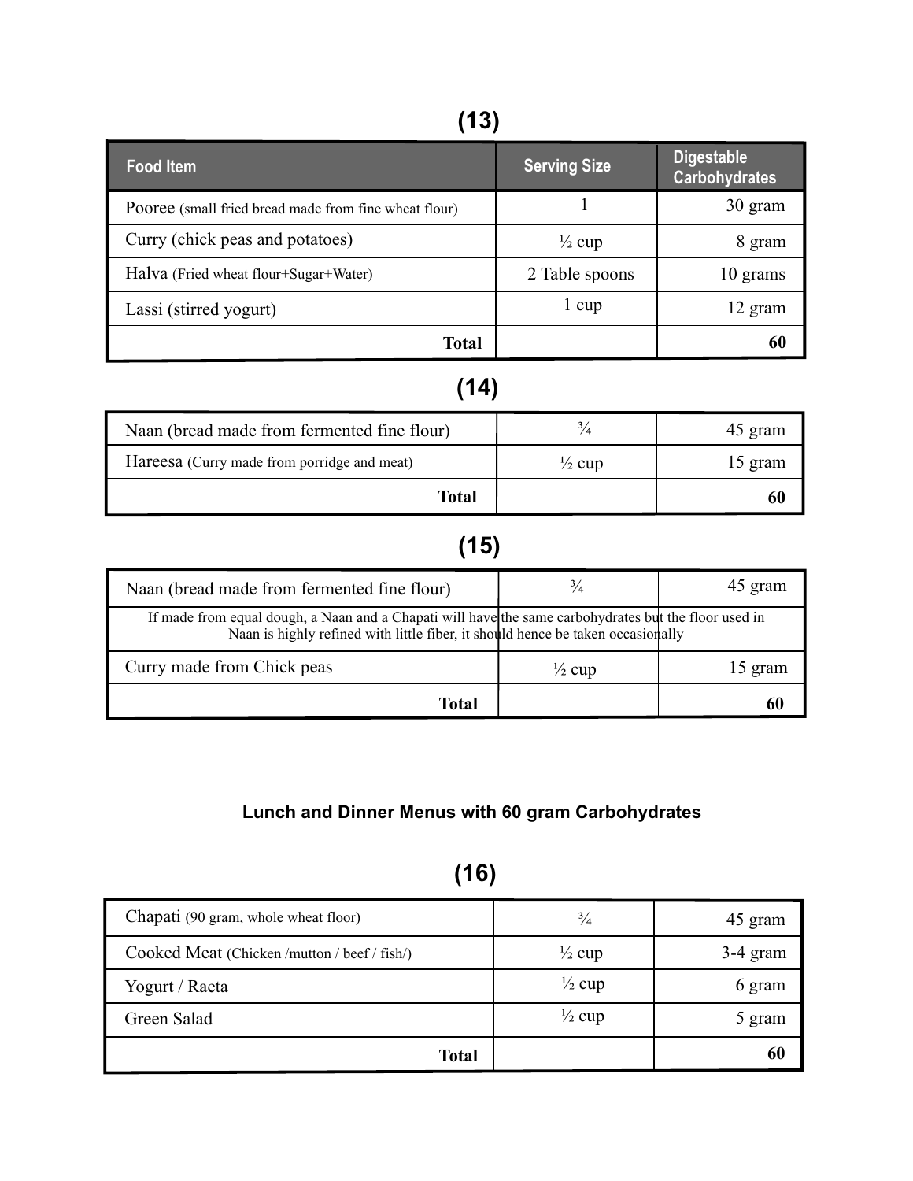## (13)

| Food Item | Serving Size | Digestable Carbohydrates |
|---|---|---|
| Pooree (small fried bread made from fine wheat flour) | 1 | 30 gram |
| Curry (chick peas and potatoes) | ½ cup | 8 gram |
| Halva (Fried wheat flour+Sugar+Water) | 2 Table spoons | 10 grams |
| Lassi (stirred yogurt) | 1 cup | 12 gram |
| **Total** | | **60** |

## (14)

| | | |
|---|---|---|
| Naan (bread made from fermented fine flour) | ¾ | 45 gram |
| Hareesa (Curry made from porridge and meat) | ½ cup | 15 gram |
| **Total** | | **60** |

## (15)

| | | |
|---|---|---|
| Naan (bread made from fermented fine flour) | ¾ | 45 gram |
| If made from equal dough, a Naan and a Chapati will have the same carbohydrates but the floor used in Naan is highly refined with little fiber, it should hence be taken occasionally | | |
| Curry made from Chick peas | ½ cup | 15 gram |
| **Total** | | **60** |

### Lunch and Dinner Menus with 60 gram Carbohydrates

## (16)

| | | |
|---|---|---|
| Chapati (90 gram, whole wheat floor) | ¾ | 45 gram |
| Cooked Meat (Chicken /mutton / beef / fish/) | ½ cup | 3-4 gram |
| Yogurt / Raeta | ½ cup | 6 gram |
| Green Salad | ½ cup | 5 gram |
| **Total** | | **60** |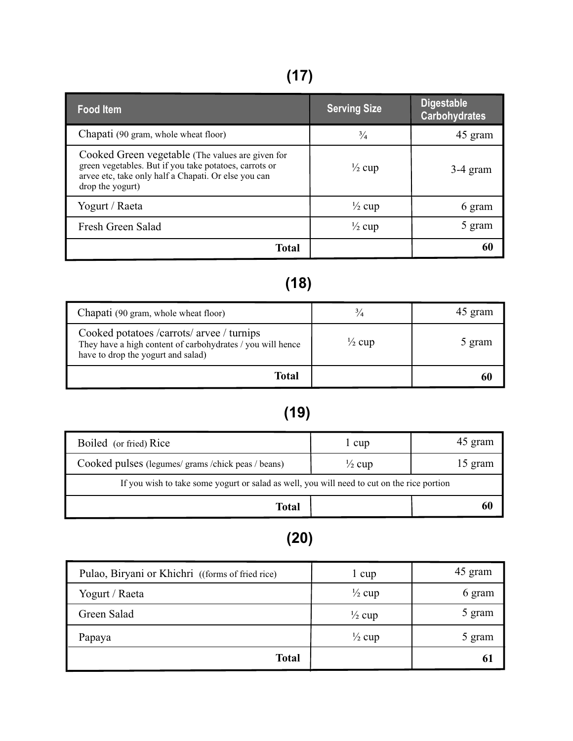## (17)

| Food Item | Serving Size | Digestable Carbohydrates |
|---|---|---|
| Chapati (90 gram, whole wheat floor) | ¾ | 45 gram |
| Cooked Green vegetable (The values are given for green vegetables. But if you take potatoes, carrots or arvee etc, take only half a Chapati. Or else you can drop the yogurt) | ½ cup | 3-4 gram |
| Yogurt / Raeta | ½ cup | 6 gram |
| Fresh Green Salad | ½ cup | 5 gram |
| **Total** | | **60** |

## (18)

| | | |
|---|---|---|
| Chapati (90 gram, whole wheat floor) | ¾ | 45 gram |
| Cooked potatoes /carrots/ arvee / turnips They have a high content of carbohydrates / you will hence have to drop the yogurt and salad) | ½ cup | 5 gram |
| **Total** | | **60** |

## (19)

| | | |
|---|---|---|
| Boiled (or fried) Rice | 1 cup | 45 gram |
| Cooked pulses (legumes/ grams /chick peas / beans) | ½ cup | 15 gram |
| If you wish to take some yogurt or salad as well, you will need to cut on the rice portion | | |
| **Total** | | **60** |

## (20)

| | | |
|---|---|---|
| Pulao, Biryani or Khichri ((forms of fried rice) | 1 cup | 45 gram |
| Yogurt / Raeta | ½ cup | 6 gram |
| Green Salad | ½ cup | 5 gram |
| Papaya | ½ cup | 5 gram |
| **Total** | | **61** |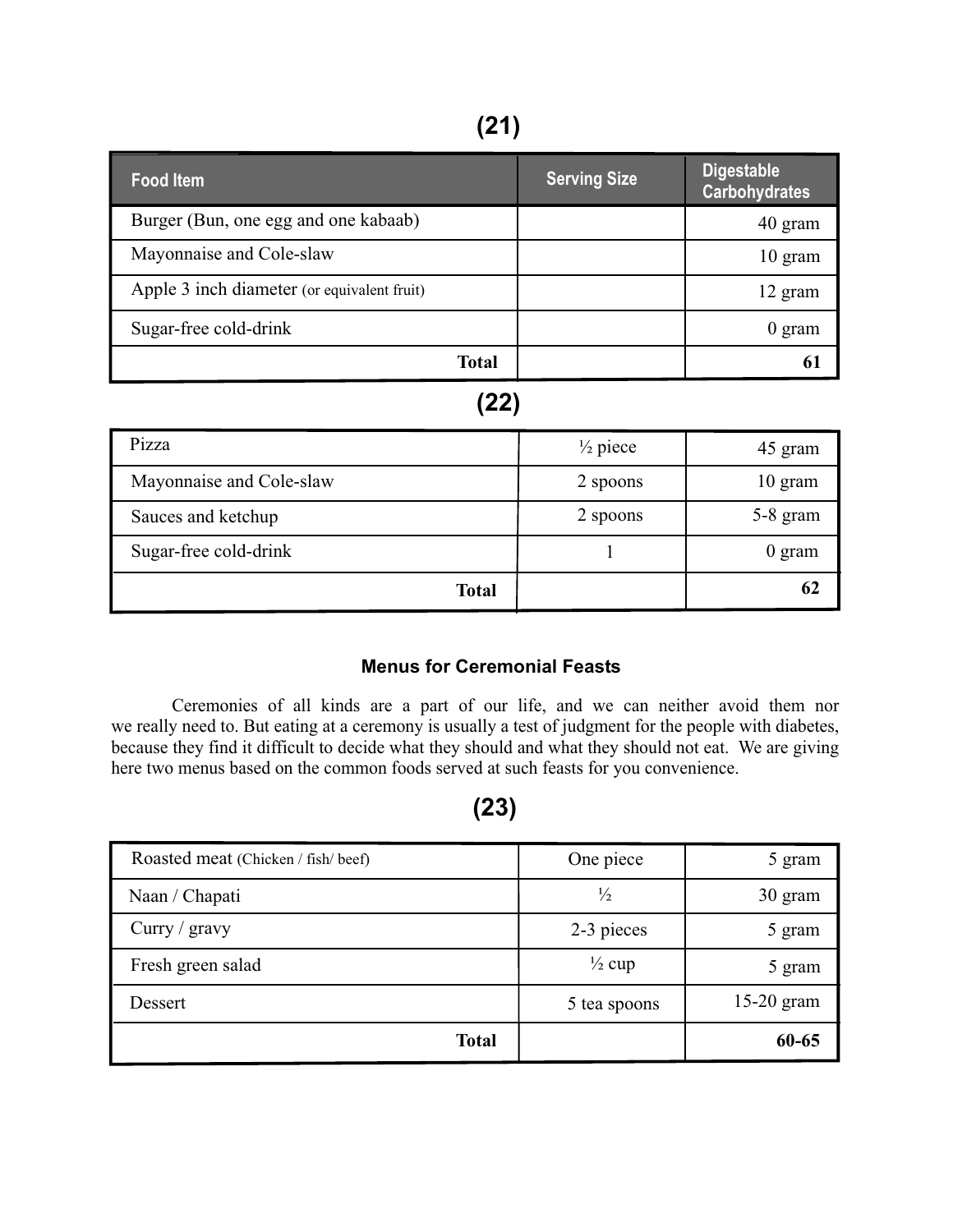## (21)

| Food Item | Serving Size | Digestable Carbohydrates |
|---|---|---|
| Burger (Bun, one egg and one kabaab) | | 40 gram |
| Mayonnaise and Cole-slaw | | 10 gram |
| Apple 3 inch diameter (or equivalent fruit) | | 12 gram |
| Sugar-free cold-drink | | 0 gram |
| **Total** | | **61** |

## (22)

| | | |
|---|---|---|
| Pizza | ½ piece | 45 gram |
| Mayonnaise and Cole-slaw | 2 spoons | 10 gram |
| Sauces and ketchup | 2 spoons | 5-8 gram |
| Sugar-free cold-drink | 1 | 0 gram |
| **Total** | | **62** |

### Menus for Ceremonial Feasts

Ceremonies of all kinds are a part of our life, and we can neither avoid them nor we really need to. But eating at a ceremony is usually a test of judgment for the people with diabetes, because they find it difficult to decide what they should and what they should not eat. We are giving here two menus based on the common foods served at such feasts for you convenience.

## (23)

| | | |
|---|---|---|
| Roasted meat (Chicken / fish/ beef) | One piece | 5 gram |
| Naan / Chapati | ½ | 30 gram |
| Curry / gravy | 2-3 pieces | 5 gram |
| Fresh green salad | ½ cup | 5 gram |
| Dessert | 5 tea spoons | 15-20 gram |
| **Total** | | **60-65** |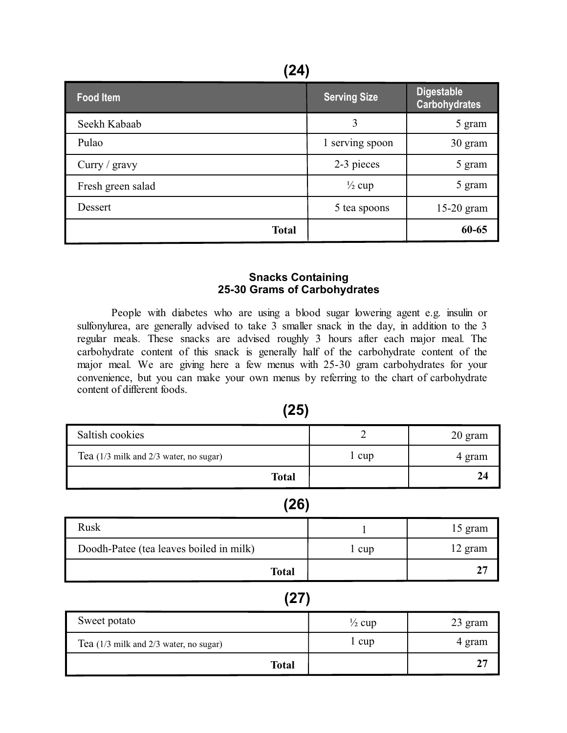## (24)

| Food Item | Serving Size | Digestable Carbohydrates |
|---|---|---|
| Seekh Kabaab | 3 | 5 gram |
| Pulao | 1 serving spoon | 30 gram |
| Curry / gravy | 2-3 pieces | 5 gram |
| Fresh green salad | ½ cup | 5 gram |
| Dessert | 5 tea spoons | 15-20 gram |
| **Total** | | **60-65** |

### Snacks Containing 25-30 Grams of Carbohydrates

People with diabetes who are using a blood sugar lowering agent e.g. insulin or sulfonylurea, are generally advised to take 3 smaller snack in the day, in addition to the 3 regular meals. These snacks are advised roughly 3 hours after each major meal. The carbohydrate content of this snack is generally half of the carbohydrate content of the major meal. We are giving here a few menus with 25-30 gram carbohydrates for your convenience, but you can make your own menus by referring to the chart of carbohydrate content of different foods.

## (25)

| | | |
|---|---|---|
| Saltish cookies | 2 | 20 gram |
| Tea (1/3 milk and 2/3 water, no sugar) | 1 cup | 4 gram |
| **Total** | | **24** |

## (26)

| | | |
|---|---|---|
| Rusk | 1 | 15 gram |
| Doodh-Patee (tea leaves boiled in milk) | 1 cup | 12 gram |
| **Total** | | **27** |

## (27)

| | | |
|---|---|---|
| Sweet potato | ½ cup | 23 gram |
| Tea (1/3 milk and 2/3 water, no sugar) | 1 cup | 4 gram |
| **Total** | | **27** |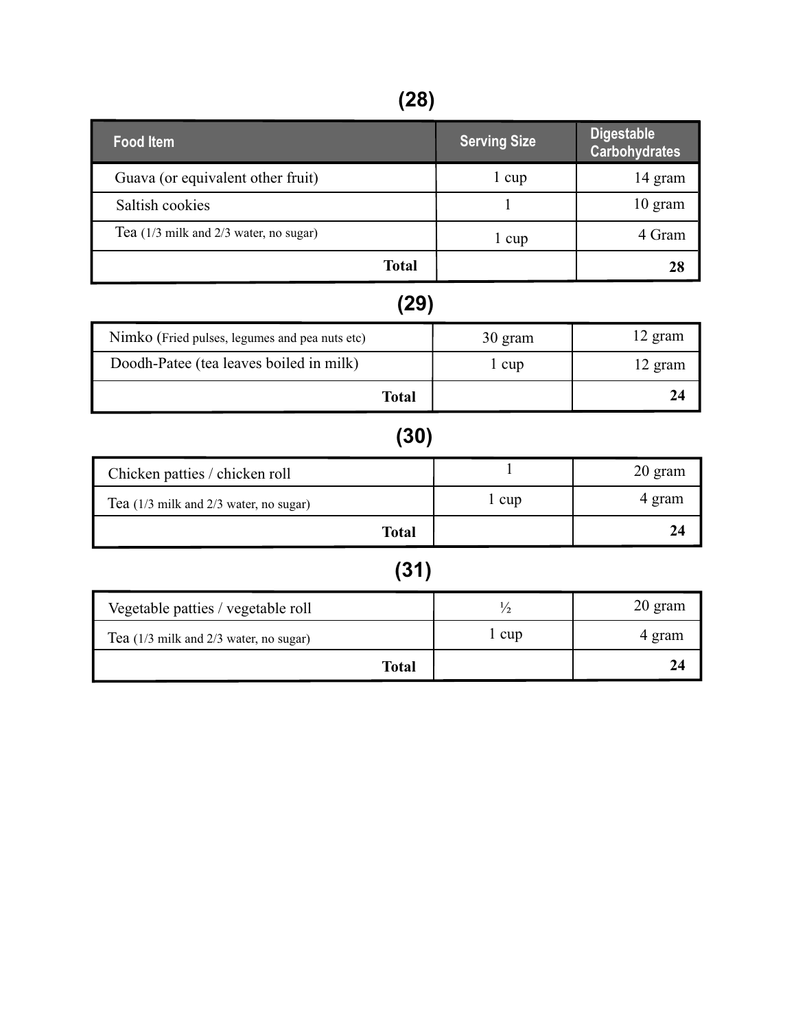## (28)

| Food Item | Serving Size | Digestable Carbohydrates |
|---|---|---|
| Guava (or equivalent other fruit) | 1 cup | 14 gram |
| Saltish cookies | 1 | 10 gram |
| Tea (1/3 milk and 2/3 water, no sugar) | 1 cup | 4 Gram |
| **Total** | | **28** |

## (29)

| Food Item | Serving Size | Digestable Carbohydrates |
|---|---|---|
| Nimko (Fried pulses, legumes and pea nuts etc) | 30 gram | 12 gram |
| Doodh-Patee (tea leaves boiled in milk) | 1 cup | 12 gram |
| **Total** | | **24** |

## (30)

| Food Item | Serving Size | Digestable Carbohydrates |
|---|---|---|
| Chicken patties / chicken roll | 1 | 20 gram |
| Tea (1/3 milk and 2/3 water, no sugar) | 1 cup | 4 gram |
| **Total** | | **24** |

## (31)

| Food Item | Serving Size | Digestable Carbohydrates |
|---|---|---|
| Vegetable patties / vegetable roll | ½ | 20 gram |
| Tea (1/3 milk and 2/3 water, no sugar) | 1 cup | 4 gram |
| **Total** | | **24** |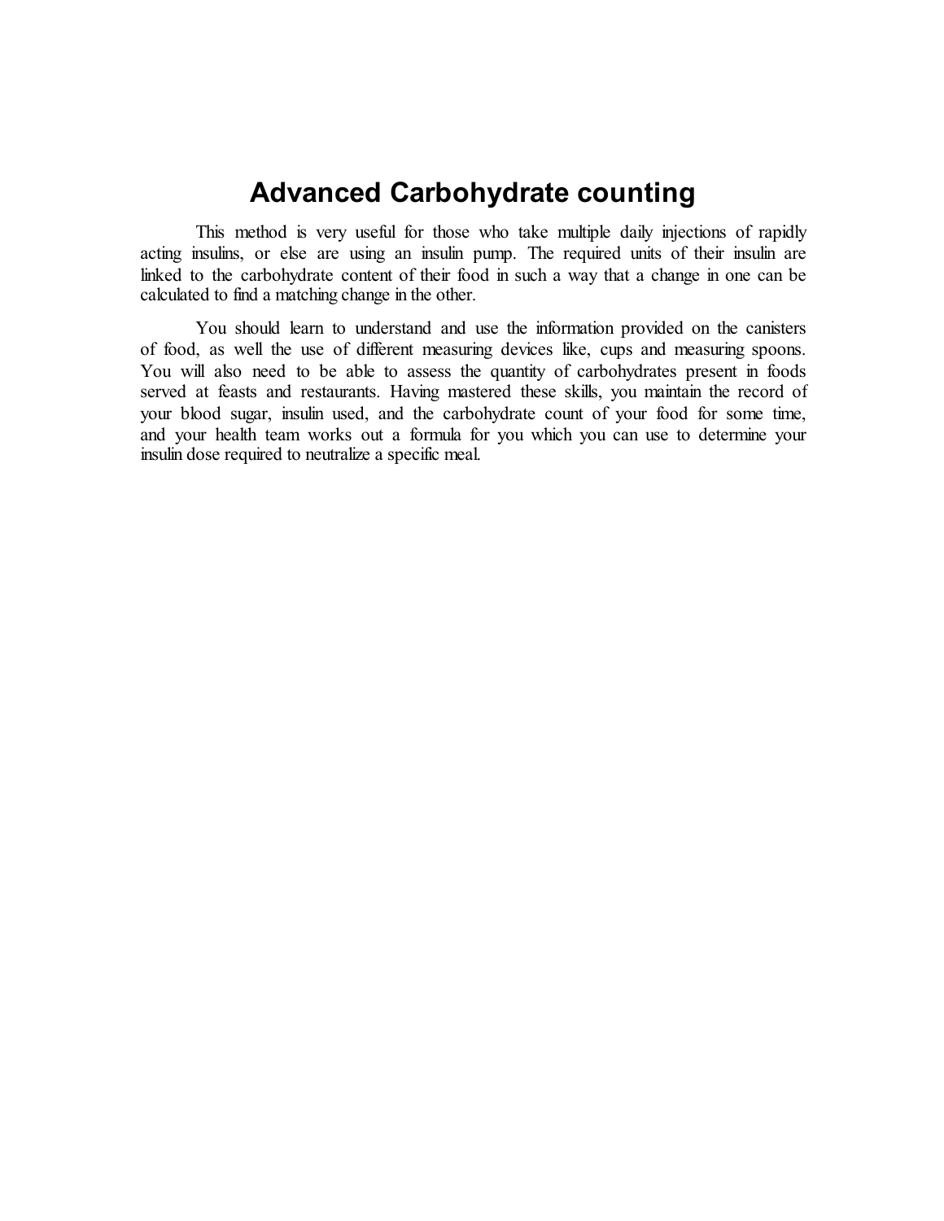# Advanced Carbohydrate counting

This method is very useful for those who take multiple daily injections of rapidly acting insulins, or else are using an insulin pump. The required units of their insulin are linked to the carbohydrate content of their food in such a way that a change in one can be calculated to find a matching change in the other.

You should learn to understand and use the information provided on the canisters of food, as well the use of different measuring devices like, cups and measuring spoons. You will also need to be able to assess the quantity of carbohydrates present in foods served at feasts and restaurants. Having mastered these skills, you maintain the record of your blood sugar, insulin used, and the carbohydrate count of your food for some time, and your health team works out a formula for you which you can use to determine your insulin dose required to neutralize a specific meal.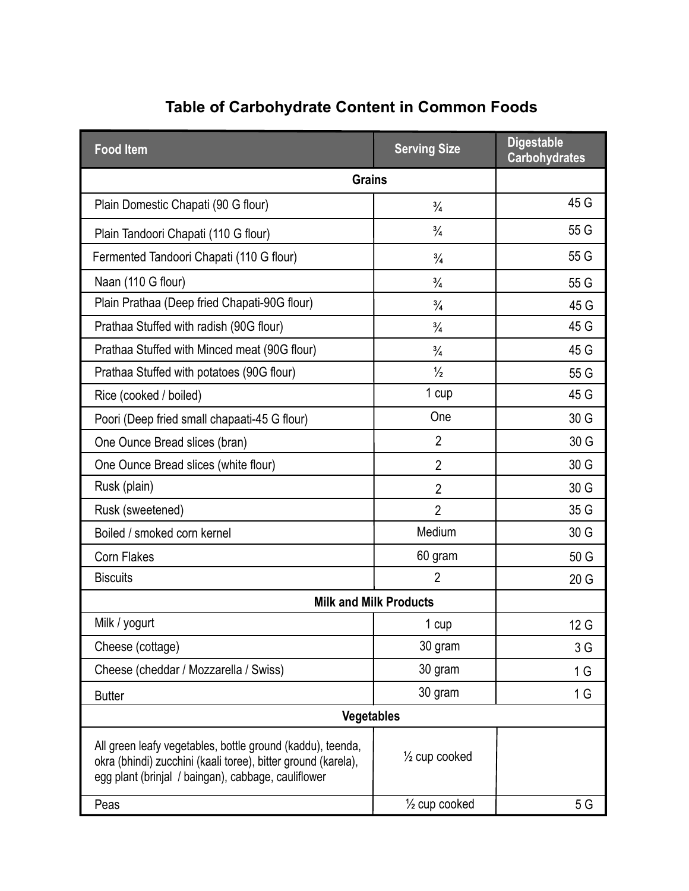## Table of Carbohydrate Content in Common Foods

| Food Item | Serving Size | Digestable Carbohydrates |
|---|---|---|
| **Grains** | | |
| Plain Domestic Chapati (90 G flour) | ¾ | 45 G |
| Plain Tandoori Chapati (110 G flour) | ¾ | 55 G |
| Fermented Tandoori Chapati (110 G flour) | ¾ | 55 G |
| Naan (110 G flour) | ¾ | 55 G |
| Plain Prathaa (Deep fried Chapati-90G flour) | ¾ | 45 G |
| Prathaa Stuffed with radish (90G flour) | ¾ | 45 G |
| Prathaa Stuffed with Minced meat (90G flour) | ¾ | 45 G |
| Prathaa Stuffed with potatoes (90G flour) | ½ | 55 G |
| Rice (cooked / boiled) | 1 cup | 45 G |
| Poori (Deep fried small chapaati-45 G flour) | One | 30 G |
| One Ounce Bread slices (bran) | 2 | 30 G |
| One Ounce Bread slices (white flour) | 2 | 30 G |
| Rusk (plain) | 2 | 30 G |
| Rusk (sweetened) | 2 | 35 G |
| Boiled / smoked corn kernel | Medium | 30 G |
| Corn Flakes | 60 gram | 50 G |
| Biscuits | 2 | 20 G |
| **Milk and Milk Products** | | |
| Milk / yogurt | 1 cup | 12 G |
| Cheese (cottage) | 30 gram | 3 G |
| Cheese (cheddar / Mozzarella / Swiss) | 30 gram | 1 G |
| Butter | 30 gram | 1 G |
| **Vegetables** | | |
| All green leafy vegetables, bottle ground (kaddu), teenda, okra (bhindi) zucchini (kaali toree), bitter ground (karela), egg plant (brinjal / baingan), cabbage, cauliflower | ½ cup cooked | |
| Peas | ½ cup cooked | 5 G |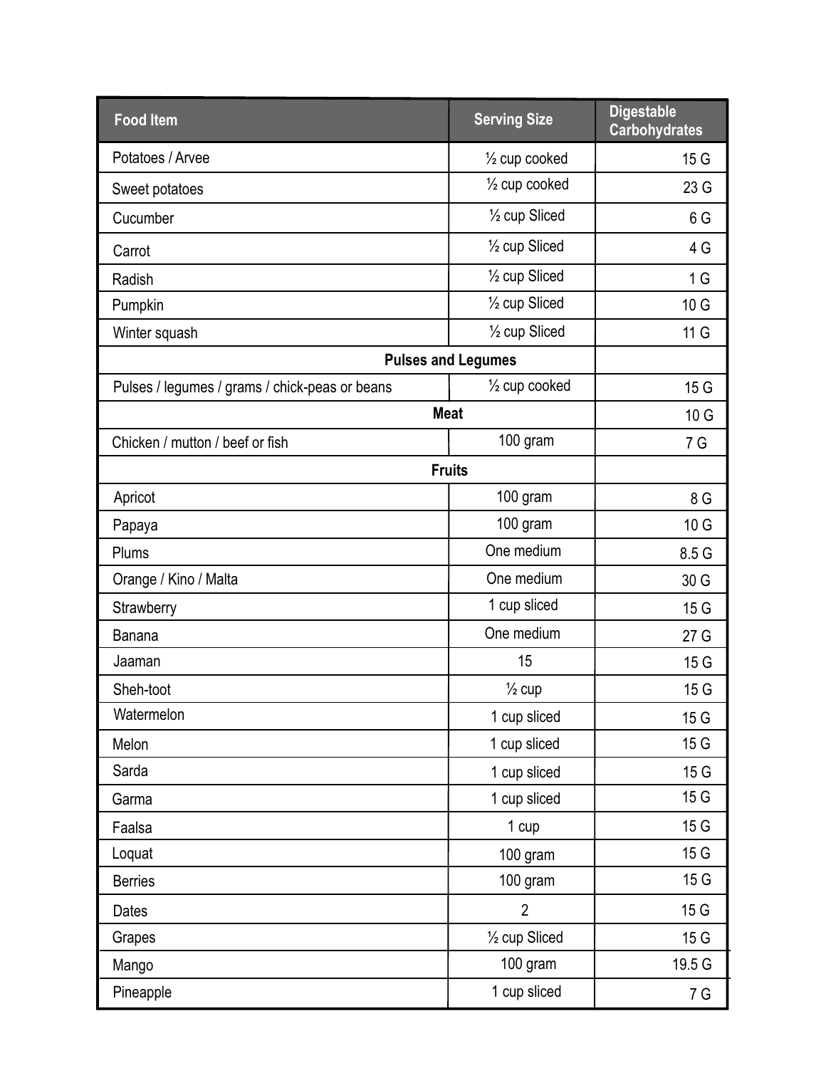| Food Item | Serving Size | Digestable Carbohydrates |
|---|---|---|
| Potatoes / Arvee | ½ cup cooked | 15 G |
| Sweet potatoes | ½ cup cooked | 23 G |
| Cucumber | ½ cup Sliced | 6 G |
| Carrot | ½ cup Sliced | 4 G |
| Radish | ½ cup Sliced | 1 G |
| Pumpkin | ½ cup Sliced | 10 G |
| Winter squash | ½ cup Sliced | 11 G |
| **Pulses and Legumes** | | |
| Pulses / legumes / grams / chick-peas or beans | ½ cup cooked | 15 G |
| **Meat** | | 10 G |
| Chicken / mutton / beef or fish | 100 gram | 7 G |
| **Fruits** | | |
| Apricot | 100 gram | 8 G |
| Papaya | 100 gram | 10 G |
| Plums | One medium | 8.5 G |
| Orange / Kino / Malta | One medium | 30 G |
| Strawberry | 1 cup sliced | 15 G |
| Banana | One medium | 27 G |
| Jaaman | 15 | 15 G |
| Sheh-toot | ½ cup | 15 G |
| Watermelon | 1 cup sliced | 15 G |
| Melon | 1 cup sliced | 15 G |
| Sarda | 1 cup sliced | 15 G |
| Garma | 1 cup sliced | 15 G |
| Faalsa | 1 cup | 15 G |
| Loquat | 100 gram | 15 G |
| Berries | 100 gram | 15 G |
| Dates | 2 | 15 G |
| Grapes | ½ cup Sliced | 15 G |
| Mango | 100 gram | 19.5 G |
| Pineapple | 1 cup sliced | 7 G |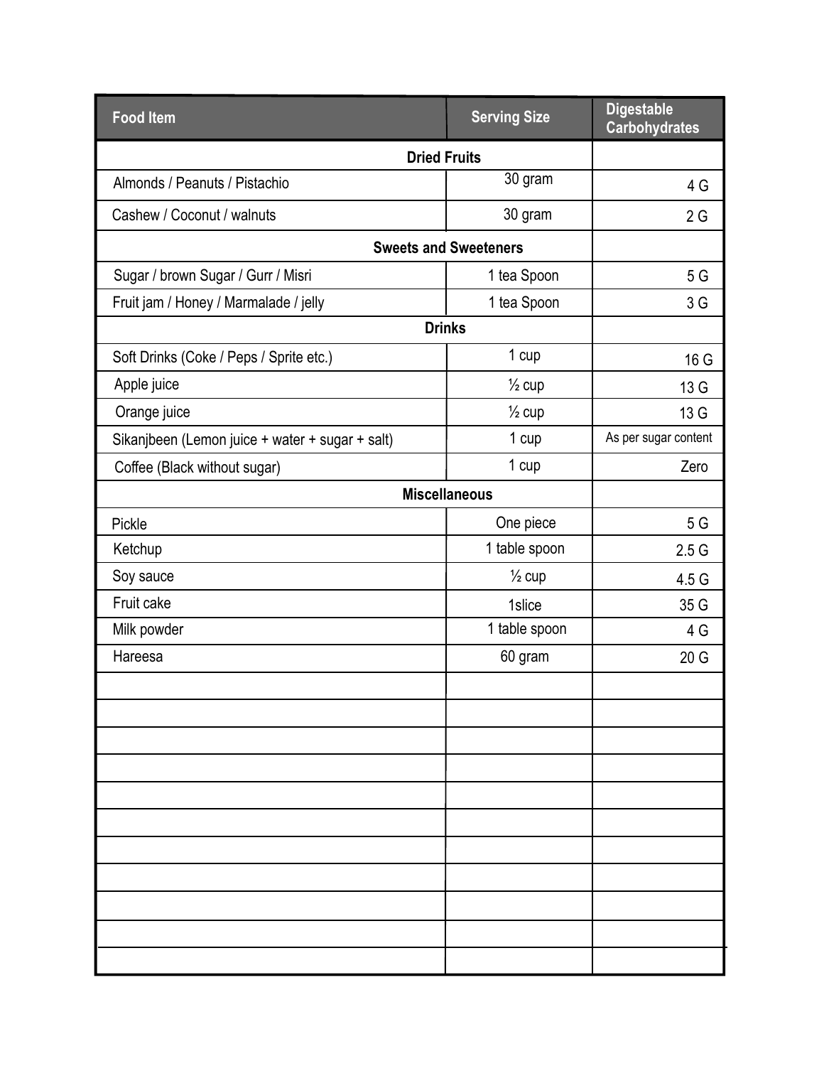| Food Item | Serving Size | Digestable Carbohydrates |
|---|---|---|
| **Dried Fruits** | | |
| Almonds / Peanuts / Pistachio | 30 gram | 4 G |
| Cashew / Coconut / walnuts | 30 gram | 2 G |
| **Sweets and Sweeteners** | | |
| Sugar / brown Sugar / Gurr / Misri | 1 tea Spoon | 5 G |
| Fruit jam / Honey / Marmalade / jelly | 1 tea Spoon | 3 G |
| **Drinks** | | |
| Soft Drinks (Coke / Peps / Sprite etc.) | 1 cup | 16 G |
| Apple juice | ½ cup | 13 G |
| Orange juice | ½ cup | 13 G |
| Sikanjbeen (Lemon juice + water + sugar + salt) | 1 cup | As per sugar content |
| Coffee (Black without sugar) | 1 cup | Zero |
| **Miscellaneous** | | |
| Pickle | One piece | 5 G |
| Ketchup | 1 table spoon | 2.5 G |
| Soy sauce | ½ cup | 4.5 G |
| Fruit cake | 1slice | 35 G |
| Milk powder | 1 table spoon | 4 G |
| Hareesa | 60 gram | 20 G |
| | | |
| | | |
| | | |
| | | |
| | | |
| | | |
| | | |
| | | |
| | | |
| | | |
| | | |